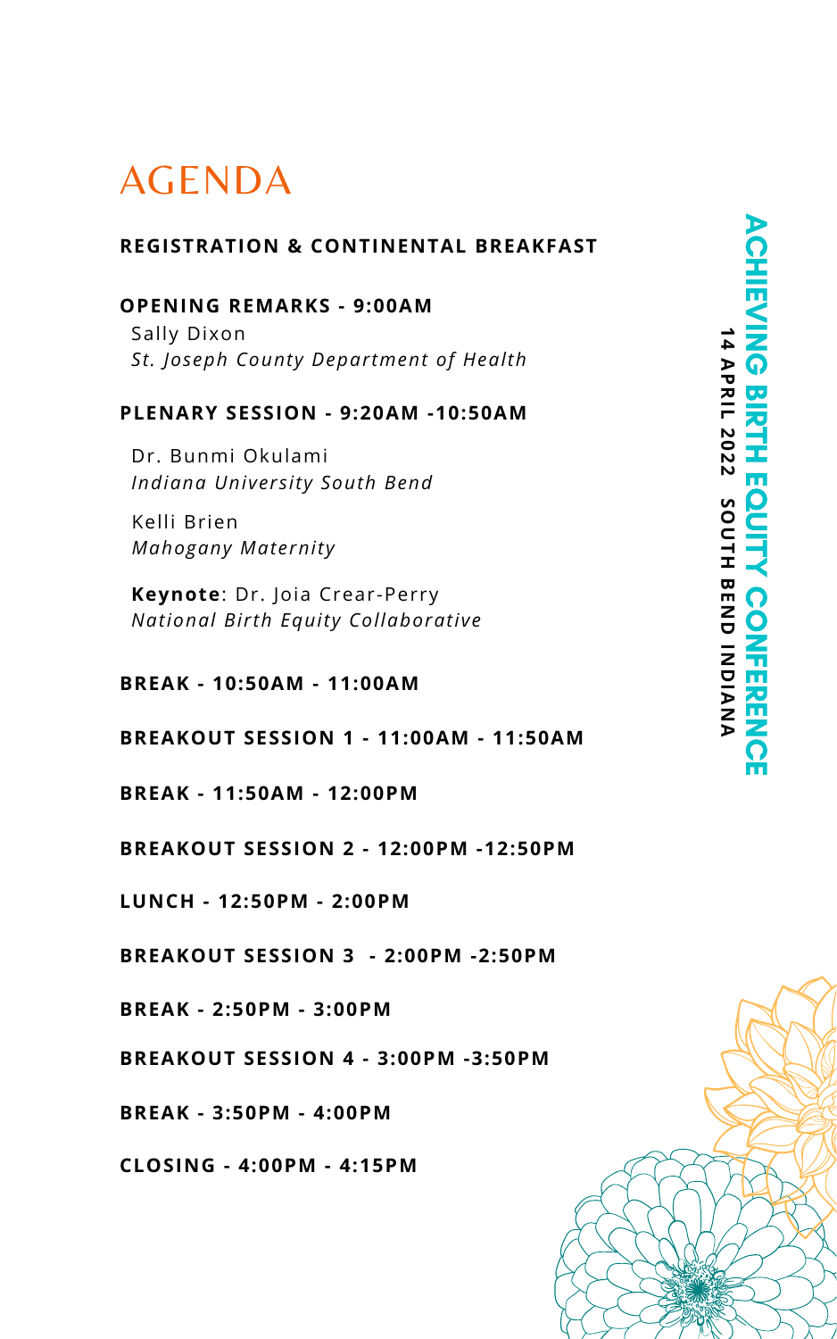# AGENDA

**ACHIEVING BIRTH EQUITY CONFERENCE**

**14 APRIL 2022 SOUTH BEND INDIANA**

**REGISTRATION & CONTINENTAL BREAKFAST**

**OPENING REMARKS - 9:00AM**

Sally Dixon
*St. Joseph County Department of Health*

**PLENARY SESSION - 9:20AM -10:50AM**

Dr. Bunmi Okulami
*Indiana University South Bend*

Kelli Brien
*Mahogany Maternity*

**Keynote**: Dr. Joia Crear-Perry
*National Birth Equity Collaborative*

**BREAK - 10:50AM - 11:00AM**

**BREAKOUT SESSION 1 - 11:00AM - 11:50AM**

**BREAK - 11:50AM - 12:00PM**

**BREAKOUT SESSION 2 - 12:00PM -12:50PM**

**LUNCH - 12:50PM - 2:00PM**

**BREAKOUT SESSION 3 - 2:00PM -2:50PM**

**BREAK - 2:50PM - 3:00PM**

**BREAKOUT SESSION 4 - 3:00PM -3:50PM**

**BREAK - 3:50PM - 4:00PM**

**CLOSING - 4:00PM - 4:15PM**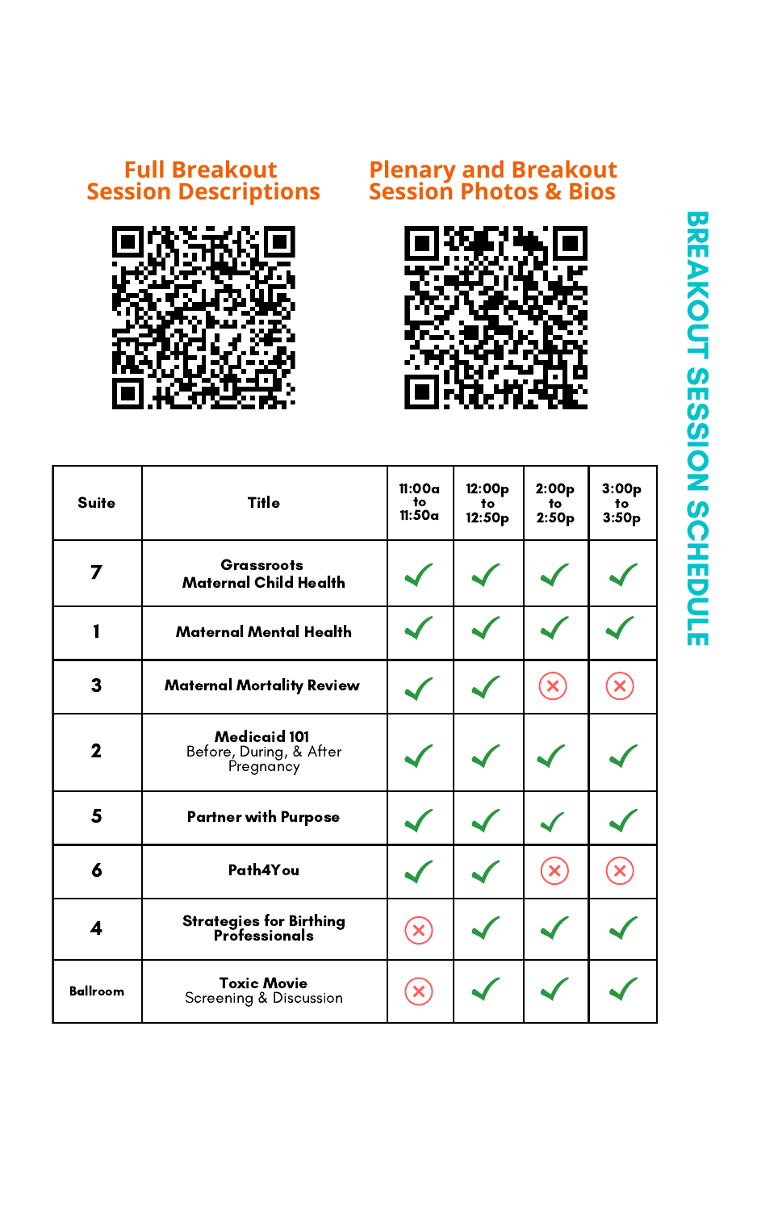# BREAKOUT SESSION SCHEDULE

**Full Breakout Session Descriptions**

**Plenary and Breakout Session Photos & Bios**

| Suite | Title | 11:00a to 11:50a | 12:00p to 12:50p | 2:00p to 2:50p | 3:00p to 3:50p |
|---|---|---|---|---|---|
| 7 | **Grassroots Maternal Child Health** | ✓ | ✓ | ✓ | ✓ |
| 1 | **Maternal Mental Health** | ✓ | ✓ | ✓ | ✓ |
| 3 | **Maternal Mortality Review** | ✓ | ✓ | ✗ | ✗ |
| 2 | **Medicaid 101** Before, During, & After Pregnancy | ✓ | ✓ | ✓ | ✓ |
| 5 | **Partner with Purpose** | ✓ | ✓ | ✓ | ✓ |
| 6 | **Path4You** | ✓ | ✓ | ✗ | ✗ |
| 4 | **Strategies for Birthing Professionals** | ✗ | ✓ | ✓ | ✓ |
| Ballroom | **Toxic Movie** Screening & Discussion | ✗ | ✓ | ✓ | ✓ |